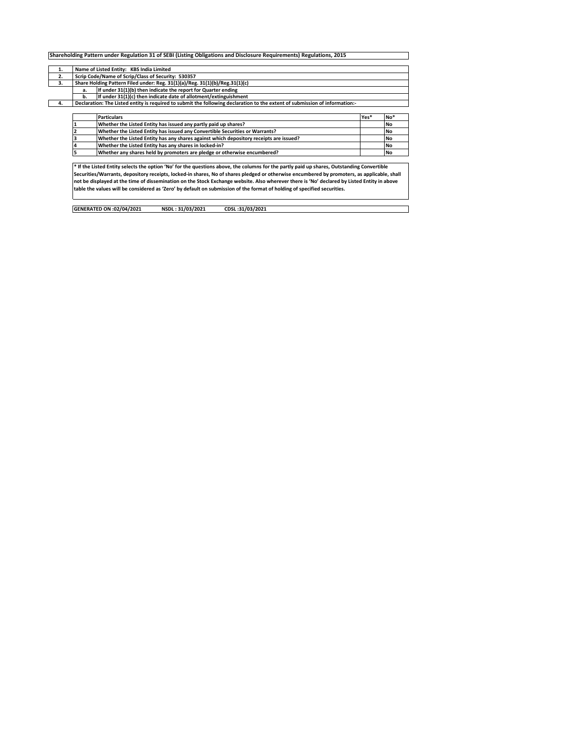**Shareholding Pattern under Regulation 31 of SEBI (Listing Obligations and Disclosure Requirements) Regulations, 2015**

| | | |
|---|---|---|
| 1. | Name of Listed Entity: KBS India Limited | |
| 2. | Scrip Code/Name of Scrip/Class of Security: 530357 | |
| 3. | Share Holding Pattern Filed under: Reg. 31(1)(a)/Reg. 31(1)(b)/Reg.31(1)(c) | |
| | a. | If under 31(1)(b) then indicate the report for Quarter ending |
| | b. | If under 31(1)(c) then indicate date of allotment/extinguishment |
| 4. | Declaration: The Listed entity is required to submit the following declaration to the extent of submission of information:- | |

| | Particulars | Yes* | No* |
|---|---|---|---|
| 1 | Whether the Listed Entity has issued any partly paid up shares? | | No |
| 2 | Whether the Listed Entity has issued any Convertible Securities or Warrants? | | No |
| 3 | Whether the Listed Entity has any shares against which depository receipts are issued? | | No |
| 4 | Whether the Listed Entity has any shares in locked-in? | | No |
| 5 | Whether any shares held by promoters are pledge or otherwise encumbered? | | No |

* If the Listed Entity selects the option 'No' for the questions above, the columns for the partly paid up shares, Outstanding Convertible Securities/Warrants, depository receipts, locked-in shares, No of shares pledged or otherwise encumbered by promoters, as applicable, shall not be displayed at the time of dissemination on the Stock Exchange website. Also wherever there is 'No' declared by Listed Entity in above table the values will be considered as 'Zero' by default on submission of the format of holding of specified securities.

GENERATED ON :02/04/2021 NSDL : 31/03/2021 CDSL :31/03/2021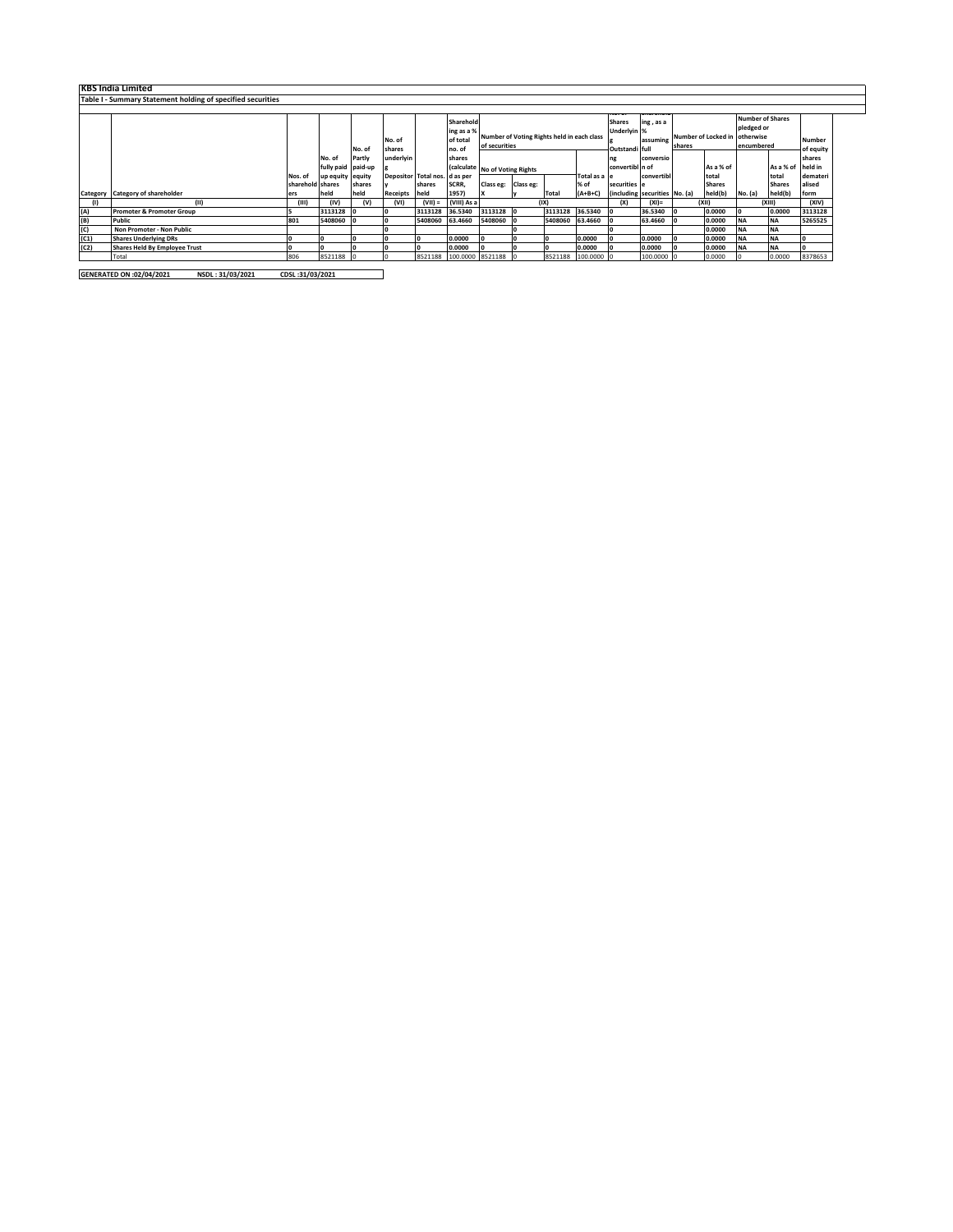# KBS India Limited

## Table I - Summary Statement holding of specified securities

| Category | Category of shareholder | Nos. of shareholders | No. of fully paid up equity shares held | No. of Partly paid-up equity shares held | No. of shares underlying Depository Receipts | Total nos. shares held | Shareholding as a % of total no. of shares (calculated as per SCRR, 1957) | Number of Voting Rights held in each class of securities | | | | No. of Shares Underlying Outstanding convertible securities (including | Shareholding , as a % assuming full conversion of convertible securities | Number of Locked in shares | | Number of Shares pledged or otherwise encumbered | | Number of equity shares held in dematerialised form |
|---|---|---|---|---|---|---|---|---|---|---|---|---|---|---|---|---|---|---|
| | | | | | | | | No of Voting Rights | | | Total as a % of (A+B+C) | | | No. (a) | As a % of total Shares held(b) | No. (a) | As a % of total Shares held(b) | |
| | | | | | | | | Class eg: X | Class eg: y | Total | | | | | | | | |
| (I) | (II) | (III) | (IV) | (V) | (VI) | (VII) = | (VIII) As a | (IX) | | | | (X) | (XI)= | (XII) | | (XIII) | | (XIV) |
| (A) | Promoter & Promoter Group | 5 | 3113128 | 0 | 0 | 3113128 | 36.5340 | 3113128 | 0 | 3113128 | 36.5340 | 0 | 36.5340 | 0 | 0.0000 | 0 | 0.0000 | 3113128 |
| (B) | Public | 801 | 5408060 | 0 | 0 | 5408060 | 63.4660 | 5408060 | 0 | 5408060 | 63.4660 | 0 | 63.4660 | 0 | 0.0000 | NA | NA | 5265525 |
| (C) | Non Promoter - Non Public | | | | 0 | | | | 0 | | | 0 | | | 0.0000 | NA | NA | |
| (C1) | Shares Underlying DRs | 0 | 0 | 0 | 0 | 0 | 0.0000 | 0 | 0 | 0 | 0.0000 | 0 | 0.0000 | 0 | 0.0000 | NA | NA | 0 |
| (C2) | Shares Held By Employee Trust | 0 | 0 | 0 | 0 | 0 | 0.0000 | 0 | 0 | 0 | 0.0000 | 0 | 0.0000 | 0 | 0.0000 | NA | NA | 0 |
| | Total | 806 | 8521188 | 0 | 0 | 8521188 | 100.0000 | 8521188 | 0 | 8521188 | 100.0000 | 0 | 100.0000 | 0 | 0.0000 | 0 | 0.0000 | 8378653 |

**GENERATED ON :02/04/2021 NSDL : 31/03/2021 CDSL :31/03/2021**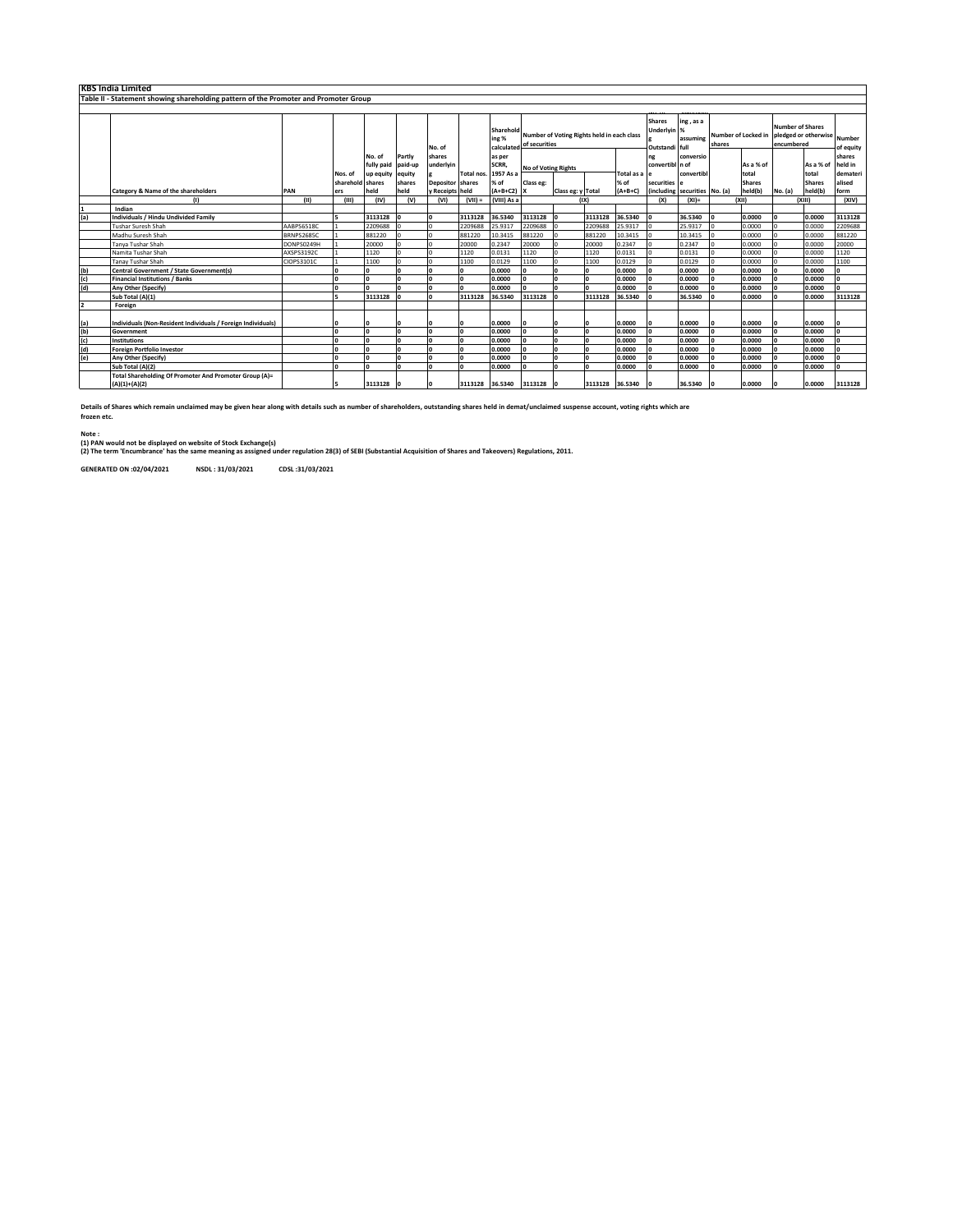## KBS India Limited

### Table II - Statement showing shareholding pattern of the Promoter and Promoter Group

| | Category & Name of the shareholders | PAN | Nos. of shareholders | No. of fully paid up equity shares held | Partly paid-up equity shares held | No. of shares underlying Depository Receipts | Total nos. shares held | Shareholding % calculated as per SCRR, 1957 As a % of (A+B+C2) | Number of Voting Rights held in each class of securities | | | | No. of Shares Underlying Outstanding convertible securities (including Warrants) | Shareholding, as a % assuming full conversion of convertible securities | Number of Locked in shares | | Number of Shares pledged or otherwise encumbered | | Number of equity shares held in dematerialised form |
|---|---|---|---|---|---|---|---|---|---|---|---|---|---|---|---|---|---|---|---|
| | | | | | | | | | No of Voting Rights | | | Total as a % of (A+B+C) | | | No. (a) | As a % of total Shares held(b) | No. (a) | As a % of total Shares held(b) | |
| | | | | | | | | | Class eg: X | Class eg: y | Total | | | | | | | | |
| | (I) | (II) | (III) | (IV) | (V) | (VI) | (VII) = | (VIII) As a | | (IX) | | | (X) | (XI)= | (XII) | | (XIII) | | (XIV) |
| 1 | **Indian** | | | | | | | | | | | | | | | | | | |
| (a) | **Individuals / Hindu Undivided Family** | | **5** | **3113128** | **0** | **0** | **3113128** | **36.5340** | **3113128** | **0** | **3113128** | **36.5340** | **0** | **36.5340** | **0** | **0.0000** | **0** | **0.0000** | **3113128** |
| | Tushar Suresh Shah | AABPS6518C | 1 | 2209688 | 0 | 0 | 2209688 | 25.9317 | 2209688 | 0 | 2209688 | 25.9317 | 0 | 25.9317 | 0 | 0.0000 | 0 | 0.0000 | 2209688 |
| | Madhu Suresh Shah | BRNPS2685C | 1 | 881220 | 0 | 0 | 881220 | 10.3415 | 881220 | 0 | 881220 | 10.3415 | 0 | 10.3415 | 0 | 0.0000 | 0 | 0.0000 | 881220 |
| | Tanya Tushar Shah | DONPS0249H | 1 | 20000 | 0 | 0 | 20000 | 0.2347 | 20000 | 0 | 20000 | 0.2347 | 0 | 0.2347 | 0 | 0.0000 | 0 | 0.0000 | 20000 |
| | Namita Tushar Shah | AXSPS3192C | 1 | 1120 | 0 | 0 | 1120 | 0.0131 | 1120 | 0 | 1120 | 0.0131 | 0 | 0.0131 | 0 | 0.0000 | 0 | 0.0000 | 1120 |
| | Tanay Tushar Shah | CIOPS3101C | 1 | 1100 | 0 | 0 | 1100 | 0.0129 | 1100 | 0 | 1100 | 0.0129 | 0 | 0.0129 | 0 | 0.0000 | 0 | 0.0000 | 1100 |
| (b) | **Central Government / State Government(s)** | | **0** | **0** | **0** | **0** | **0** | **0.0000** | **0** | **0** | **0** | **0.0000** | **0** | **0.0000** | **0** | **0.0000** | **0** | **0.0000** | **0** |
| (c) | **Financial Institutions / Banks** | | **0** | **0** | **0** | **0** | **0** | **0.0000** | **0** | **0** | **0** | **0.0000** | **0** | **0.0000** | **0** | **0.0000** | **0** | **0.0000** | **0** |
| (d) | **Any Other (Specify)** | | **0** | **0** | **0** | **0** | **0** | **0.0000** | **0** | **0** | **0** | **0.0000** | **0** | **0.0000** | **0** | **0.0000** | **0** | **0.0000** | **0** |
| | **Sub Total (A)(1)** | | **5** | **3113128** | **0** | **0** | **3113128** | **36.5340** | **3113128** | **0** | **3113128** | **36.5340** | **0** | **36.5340** | **0** | **0.0000** | **0** | **0.0000** | **3113128** |
| 2 | **Foreign** | | | | | | | | | | | | | | | | | | |
| (a) | **Individuals (Non-Resident Individuals / Foreign Individuals)** | | **0** | **0** | **0** | **0** | **0** | **0.0000** | **0** | **0** | **0** | **0.0000** | **0** | **0.0000** | **0** | **0.0000** | **0** | **0.0000** | **0** |
| (b) | **Government** | | **0** | **0** | **0** | **0** | **0** | **0.0000** | **0** | **0** | **0** | **0.0000** | **0** | **0.0000** | **0** | **0.0000** | **0** | **0.0000** | **0** |
| (c) | **Institutions** | | **0** | **0** | **0** | **0** | **0** | **0.0000** | **0** | **0** | **0** | **0.0000** | **0** | **0.0000** | **0** | **0.0000** | **0** | **0.0000** | **0** |
| (d) | **Foreign Portfolio Investor** | | **0** | **0** | **0** | **0** | **0** | **0.0000** | **0** | **0** | **0** | **0.0000** | **0** | **0.0000** | **0** | **0.0000** | **0** | **0.0000** | **0** |
| (e) | **Any Other (Specify)** | | **0** | **0** | **0** | **0** | **0** | **0.0000** | **0** | **0** | **0** | **0.0000** | **0** | **0.0000** | **0** | **0.0000** | **0** | **0.0000** | **0** |
| | **Sub Total (A)(2)** | | **0** | **0** | **0** | **0** | **0** | **0.0000** | **0** | **0** | **0** | **0.0000** | **0** | **0.0000** | **0** | **0.0000** | **0** | **0.0000** | **0** |
| | **Total Shareholding Of Promoter And Promoter Group (A)= (A)(1)+(A)(2)** | | **5** | **3113128** | **0** | **0** | **3113128** | **36.5340** | **3113128** | **0** | **3113128** | **36.5340** | **0** | **36.5340** | **0** | **0.0000** | **0** | **0.0000** | **3113128** |

**Details of Shares which remain unclaimed may be given hear along with details such as number of shareholders, outstanding shares held in demat/unclaimed suspense account, voting rights which are frozen etc.**

**Note :**
**(1) PAN would not be displayed on website of Stock Exchange(s)**
**(2) The term 'Encumbrance' has the same meaning as assigned under regulation 28(3) of SEBI (Substantial Acquisition of Shares and Takeovers) Regulations, 2011.**

**GENERATED ON :02/04/2021 NSDL : 31/03/2021 CDSL :31/03/2021**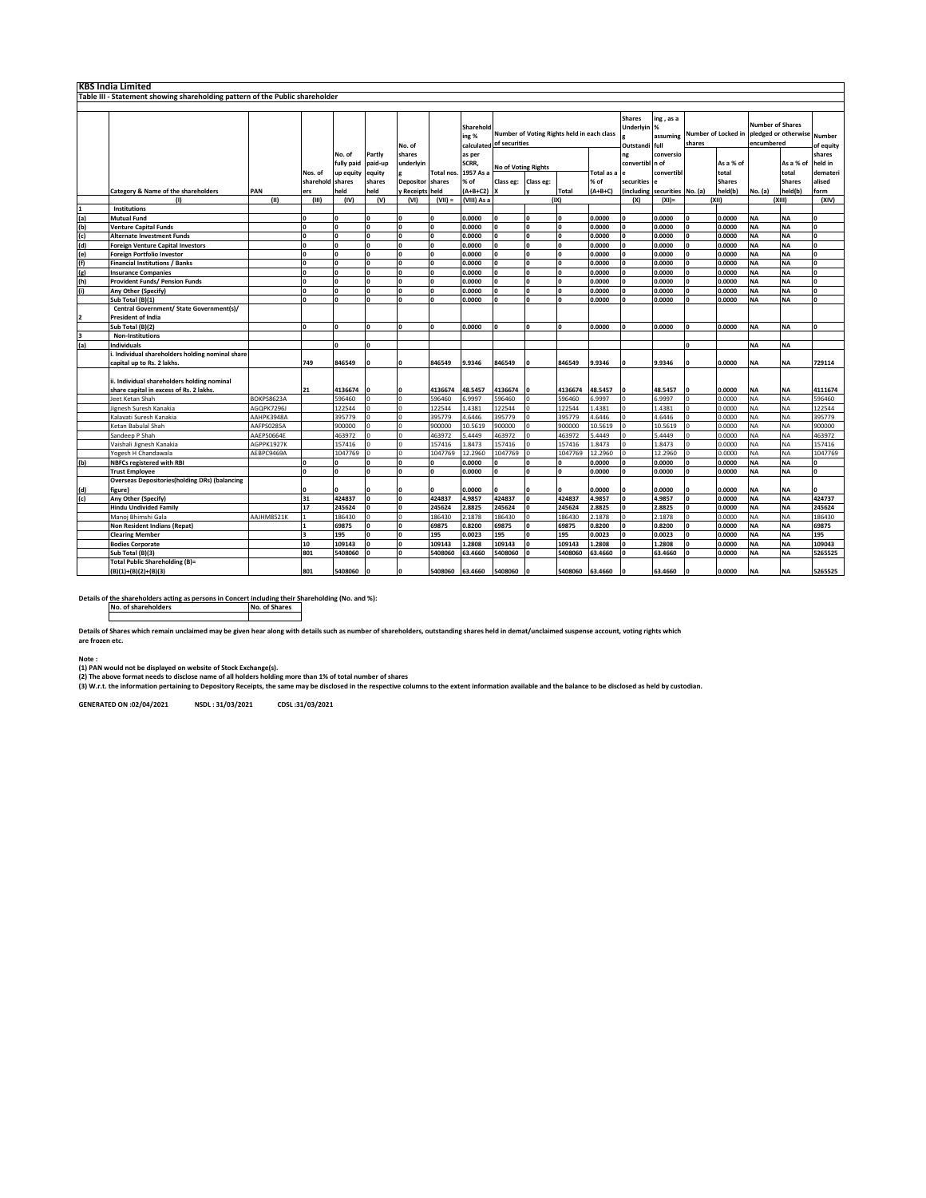## KBS India Limited

### Table III - Statement showing shareholding pattern of the Public shareholder

| | Category & Name of the shareholders | PAN | Nos. of shareholders | No. of fully paid up equity shares held | Partly paid-up equity shares held | No. of shares underlying Depository Receipts | Total nos. shares held | Shareholding % calculated as per SCRR, 1957 As a % of (A+B+C2) | Number of Voting Rights held in each class of securities | | | | Shares Underlying Outstanding convertible securities (including | Shareholding , as a % assuming full conversion of convertible securities | Number of Locked in shares | | Number of Shares pledged or otherwise encumbered | | Number of equity shares held in dematerialised form |
|---|---|---|---|---|---|---|---|---|---|---|---|---|---|---|---|---|---|---|---|
| | | | | | | | | | No of Voting Rights | | | Total as a % of (A+B+C) | | | No. (a) | As a % of total Shares held(b) | No. (a) | As a % of total Shares held(b) | |
| | | | | | | | | | Class eg: X | Class eg: y | Total | | | | | | | | |
| | (I) | (II) | (III) | (IV) | (V) | (VI) | (VII) = | (VIII) As a | (IX) | | | | (X) | (XI)= | (XII) | | (XIII) | | (XIV) |
| 1 | Institutions | | | | | | | | | | | | | | | | | | |
| (a) | Mutual Fund | | 0 | 0 | 0 | 0 | 0 | 0.0000 | 0 | 0 | 0 | 0.0000 | 0 | 0.0000 | 0 | 0.0000 | NA | NA | 0 |
| (b) | Venture Capital Funds | | 0 | 0 | 0 | 0 | 0 | 0.0000 | 0 | 0 | 0 | 0.0000 | 0 | 0.0000 | 0 | 0.0000 | NA | NA | 0 |
| (c) | Alternate Investment Funds | | 0 | 0 | 0 | 0 | 0 | 0.0000 | 0 | 0 | 0 | 0.0000 | 0 | 0.0000 | 0 | 0.0000 | NA | NA | 0 |
| (d) | Foreign Venture Capital Investors | | 0 | 0 | 0 | 0 | 0 | 0.0000 | 0 | 0 | 0 | 0.0000 | 0 | 0.0000 | 0 | 0.0000 | NA | NA | 0 |
| (e) | Foreign Portfolio Investor | | 0 | 0 | 0 | 0 | 0 | 0.0000 | 0 | 0 | 0 | 0.0000 | 0 | 0.0000 | 0 | 0.0000 | NA | NA | 0 |
| (f) | Financial Institutions / Banks | | 0 | 0 | 0 | 0 | 0 | 0.0000 | 0 | 0 | 0 | 0.0000 | 0 | 0.0000 | 0 | 0.0000 | NA | NA | 0 |
| (g) | Insurance Companies | | 0 | 0 | 0 | 0 | 0 | 0.0000 | 0 | 0 | 0 | 0.0000 | 0 | 0.0000 | 0 | 0.0000 | NA | NA | 0 |
| (h) | Provident Funds/ Pension Funds | | 0 | 0 | 0 | 0 | 0 | 0.0000 | 0 | 0 | 0 | 0.0000 | 0 | 0.0000 | 0 | 0.0000 | NA | NA | 0 |
| (i) | Any Other (Specify) | | 0 | 0 | 0 | 0 | 0 | 0.0000 | 0 | 0 | 0 | 0.0000 | 0 | 0.0000 | 0 | 0.0000 | NA | NA | 0 |
| | Sub Total (B)(1) | | 0 | 0 | 0 | 0 | 0 | 0.0000 | 0 | 0 | 0 | 0.0000 | 0 | 0.0000 | 0 | 0.0000 | NA | NA | 0 |
| 2 | Central Government/ State Government(s)/ President of India | | | | | | | | | | | | | | | | | | |
| | Sub Total (B)(2) | | 0 | 0 | 0 | 0 | 0 | 0.0000 | 0 | 0 | 0 | 0.0000 | 0 | 0.0000 | 0 | 0.0000 | NA | NA | 0 |
| 3 | Non-Institutions | | | | | | | | | | | | | | | | | | |
| (a) | Individuals | | | 0 | 0 | | | | | | | | | | 0 | | NA | NA | |
| | i. Individual shareholders holding nominal share capital up to Rs. 2 lakhs. | | 749 | 846549 | 0 | 0 | 846549 | 9.9346 | 846549 | 0 | 846549 | 9.9346 | 0 | 9.9346 | 0 | 0.0000 | NA | NA | 729114 |
| | ii. Individual shareholders holding nominal share capital in excess of Rs. 2 lakhs. | | 21 | 4136674 | 0 | 0 | 4136674 | 48.5457 | 4136674 | 0 | 4136674 | 48.5457 | 0 | 48.5457 | 0 | 0.0000 | NA | NA | 4111674 |
| | Jeet Ketan Shah | BOKPS8623A | | 596460 | 0 | 0 | 596460 | 6.9997 | 596460 | 0 | 596460 | 6.9997 | 0 | 6.9997 | 0 | 0.0000 | NA | NA | 596460 |
| | Jignesh Suresh Kanakia | AGQPK7296J | | 122544 | 0 | 0 | 122544 | 1.4381 | 122544 | 0 | 122544 | 1.4381 | 0 | 1.4381 | 0 | 0.0000 | NA | NA | 122544 |
| | Kalavati Suresh Kanakia | AAHPK3948A | | 395779 | 0 | 0 | 395779 | 4.6446 | 395779 | 0 | 395779 | 4.6446 | 0 | 4.6446 | 0 | 0.0000 | NA | NA | 395779 |
| | Ketan Babulal Shah | AAFPS0285A | | 900000 | 0 | 0 | 900000 | 10.5619 | 900000 | 0 | 900000 | 10.5619 | 0 | 10.5619 | 0 | 0.0000 | NA | NA | 900000 |
| | Sandeep P Shah | AAEPS0664E | | 463972 | 0 | 0 | 463972 | 5.4449 | 463972 | 0 | 463972 | 5.4449 | 0 | 5.4449 | 0 | 0.0000 | NA | NA | 463972 |
| | Vaishali Jignesh Kanakia | AGPPK1927K | | 157416 | 0 | 0 | 157416 | 1.8473 | 157416 | 0 | 157416 | 1.8473 | 0 | 1.8473 | 0 | 0.0000 | NA | NA | 157416 |
| | Yogesh H Chandawala | AEBPC9469A | | 1047769 | 0 | 0 | 1047769 | 12.2960 | 1047769 | 0 | 1047769 | 12.2960 | 0 | 12.2960 | 0 | 0.0000 | NA | NA | 1047769 |
| (b) | NBFCs registered with RBI | | 0 | 0 | 0 | 0 | 0 | 0.0000 | 0 | 0 | 0 | 0.0000 | 0 | 0.0000 | 0 | 0.0000 | NA | NA | 0 |
| | Trust Employee | | 0 | 0 | 0 | 0 | 0 | 0.0000 | 0 | 0 | 0 | 0.0000 | 0 | 0.0000 | 0 | 0.0000 | NA | NA | 0 |
| (d) | Overseas Depositories(holding DRs) (balancing figure) | | 0 | 0 | 0 | 0 | 0 | 0.0000 | 0 | 0 | 0 | 0.0000 | 0 | 0.0000 | 0 | 0.0000 | NA | NA | 0 |
| (c) | Any Other (Specify) | | 31 | 424837 | 0 | 0 | 424837 | 4.9857 | 424837 | 0 | 424837 | 4.9857 | 0 | 4.9857 | 0 | 0.0000 | NA | NA | 424737 |
| | Hindu Undivided Family | | 17 | 245624 | 0 | 0 | 245624 | 2.8825 | 245624 | 0 | 245624 | 2.8825 | 0 | 2.8825 | 0 | 0.0000 | NA | NA | 245624 |
| | Manoj Bhimshi Gala | AAJHM8521K | 1 | 186430 | 0 | 0 | 186430 | 2.1878 | 186430 | 0 | 186430 | 2.1878 | 0 | 2.1878 | 0 | 0.0000 | NA | NA | 186430 |
| | Non Resident Indians (Repat) | | 1 | 69875 | 0 | 0 | 69875 | 0.8200 | 69875 | 0 | 69875 | 0.8200 | 0 | 0.8200 | 0 | 0.0000 | NA | NA | 69875 |
| | Clearing Member | | 3 | 195 | 0 | 0 | 195 | 0.0023 | 195 | 0 | 195 | 0.0023 | 0 | 0.0023 | 0 | 0.0000 | NA | NA | 195 |
| | Bodies Corporate | | 10 | 109143 | 0 | 0 | 109143 | 1.2808 | 109143 | 0 | 109143 | 1.2808 | 0 | 1.2808 | 0 | 0.0000 | NA | NA | 109043 |
| | Sub Total (B)(3) | | 801 | 5408060 | 0 | 0 | 5408060 | 63.4660 | 5408060 | 0 | 5408060 | 63.4660 | 0 | 63.4660 | 0 | 0.0000 | NA | NA | 5265525 |
| | Total Public Shareholding (B)= (B)(1)+(B)(2)+(B)(3) | | 801 | 5408060 | 0 | 0 | 5408060 | 63.4660 | 5408060 | 0 | 5408060 | 63.4660 | 0 | 63.4660 | 0 | 0.0000 | NA | NA | 5265525 |

**Details of the shareholders acting as persons in Concert including their Shareholding (No. and %):**

| No. of shareholders | No. of Shares |
|---|---|
| | |

**Details of Shares which remain unclaimed may be given hear along with details such as number of shareholders, outstanding shares held in demat/unclaimed suspense account, voting rights which are frozen etc.**

**Note :**

**(1) PAN would not be displayed on website of Stock Exchange(s).**

**(2) The above format needs to disclose name of all holders holding more than 1% of total number of shares**

**(3) W.r.t. the information pertaining to Depository Receipts, the same may be disclosed in the respective columns to the extent information available and the balance to be disclosed as held by custodian.**

**GENERATED ON :02/04/2021 NSDL : 31/03/2021 CDSL :31/03/2021**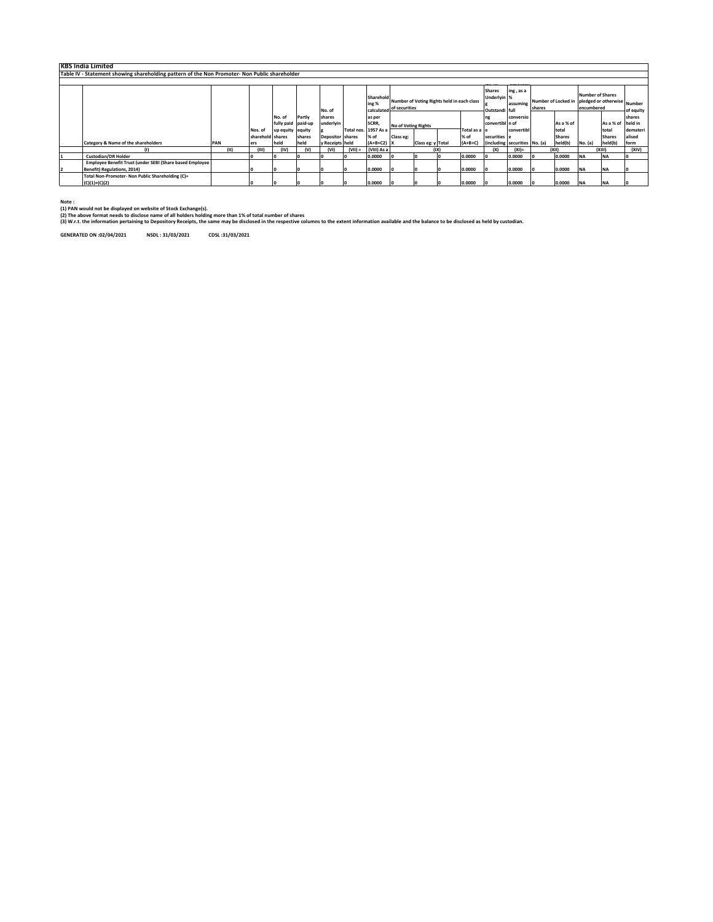# KBS India Limited

## Table IV - Statement showing shareholding pattern of the Non Promoter- Non Public shareholder

| | Category & Name of the shareholders | PAN | Nos. of shareholders | No. of fully paid up equity shares held | Partly paid-up equity shares held | No. of shares underlying Depository Receipts | Total nos. shares held | Shareholding % calculated as per SCRR, 1957 As a % of (A+B+C2) | Number of Voting Rights held in each class of securities | | | | No. of Shares Underlying Outstanding convertible securities (including | Shareholding , as a % assuming full conversion of convertible securities | Number of Locked in shares | | Number of Shares pledged or otherwise encumbered | | Number of equity shares held in dematerialised form |
|---|---|---|---|---|---|---|---|---|---|---|---|---|---|---|---|---|---|---|---|
| | | | | | | | | | No of Voting Rights | | | Total as a % of (A+B+C) | | | No. (a) | As a % of total Shares held(b) | No. (a) | As a % of total Shares held(b) | |
| | | | | | | | | | Class eg: X | Class eg: y | Total | | | | | | | | |
| | (I) | (II) | (III) | (IV) | (V) | (VI) | (VII) = | (VIII) As a | (IX) | | | | (X) | (XI)= | (XII) | | (XIII) | | (XIV) |
| 1 | Custodian/DR Holder | | 0 | 0 | 0 | 0 | 0 | 0.0000 | 0 | 0 | 0 | 0.0000 | 0 | 0.0000 | 0 | 0.0000 | NA | NA | 0 |
| 2 | Employee Benefit Trust (under SEBI (Share based Employee Benefit) Regulations, 2014) | | 0 | 0 | 0 | 0 | 0 | 0.0000 | 0 | 0 | 0 | 0.0000 | 0 | 0.0000 | 0 | 0.0000 | NA | NA | 0 |
| | Total Non-Promoter- Non Public Shareholding (C)= (C)(1)+(C)(2) | | 0 | 0 | 0 | 0 | 0 | 0.0000 | 0 | 0 | 0 | 0.0000 | 0 | 0.0000 | 0 | 0.0000 | NA | NA | 0 |

**Note :**

**(1) PAN would not be displayed on website of Stock Exchange(s).**

**(2) The above format needs to disclose name of all holders holding more than 1% of total number of shares**

**(3) W.r.t. the information pertaining to Depository Receipts, the same may be disclosed in the respective columns to the extent information available and the balance to be disclosed as held by custodian.**

**GENERATED ON :02/04/2021 NSDL : 31/03/2021 CDSL :31/03/2021**